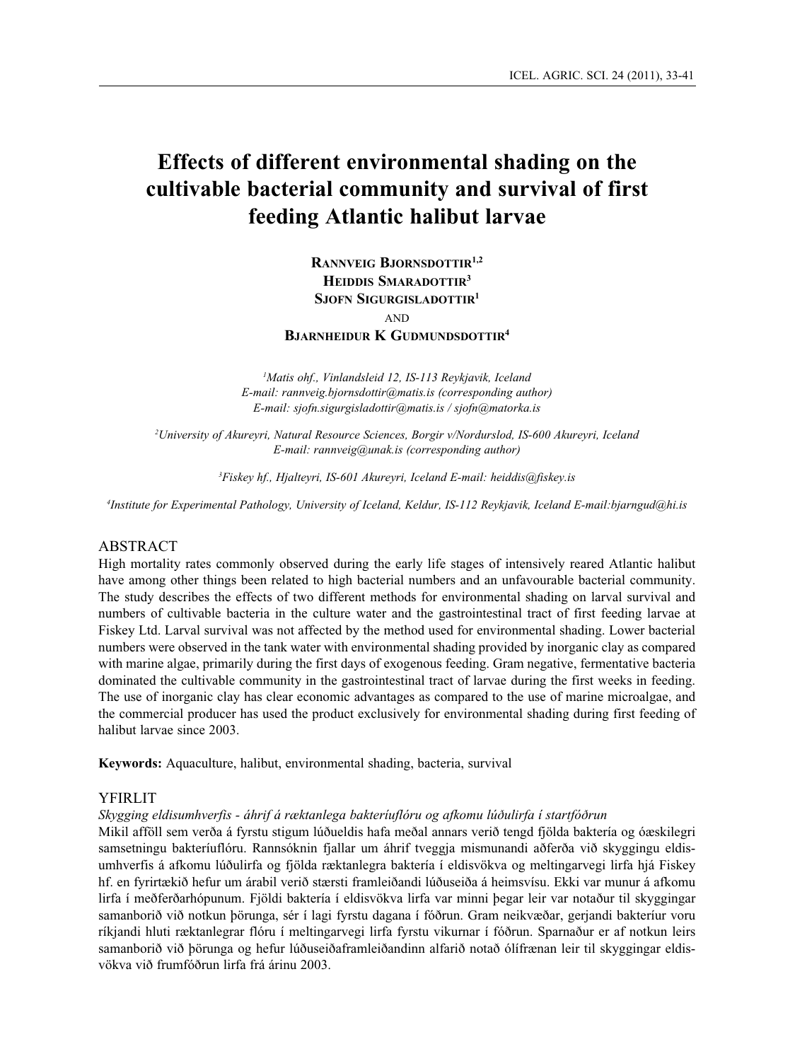# Effects of different environmental shading on the cultivable bacterial community and survival of first feeding Atlantic halibut larvae

**RANNVEIG BJORNSDOTTIR[1,2]**
**HEIDDIS SMARADOTTIR[3]**
**SJOFN SIGURGISLADOTTIR[1]**
AND
**BJARNHEIDUR K GUDMUNDSDOTTIR[4]**

*[1]Matis ohf., Vinlandsleid 12, IS-113 Reykjavik, Iceland*
*E-mail: rannveig.bjornsdottir@matis.is (corresponding author)*
*E-mail: sjofn.sigurgisladottir@matis.is / sjofn@matorka.is*

*[2]University of Akureyri, Natural Resource Sciences, Borgir v/Nordurslod, IS-600 Akureyri, Iceland*
*E-mail: rannveig@unak.is (corresponding author)*

*[3]Fiskey hf., Hjalteyri, IS-601 Akureyri, Iceland E-mail: heiddis@fiskey.is*

*[4]Institute for Experimental Pathology, University of Iceland, Keldur, IS-112 Reykjavik, Iceland E-mail:bjarngud@hi.is*

## ABSTRACT

High mortality rates commonly observed during the early life stages of intensively reared Atlantic halibut have among other things been related to high bacterial numbers and an unfavourable bacterial community. The study describes the effects of two different methods for environmental shading on larval survival and numbers of cultivable bacteria in the culture water and the gastrointestinal tract of first feeding larvae at Fiskey Ltd. Larval survival was not affected by the method used for environmental shading. Lower bacterial numbers were observed in the tank water with environmental shading provided by inorganic clay as compared with marine algae, primarily during the first days of exogenous feeding. Gram negative, fermentative bacteria dominated the cultivable community in the gastrointestinal tract of larvae during the first weeks in feeding. The use of inorganic clay has clear economic advantages as compared to the use of marine microalgae, and the commercial producer has used the product exclusively for environmental shading during first feeding of halibut larvae since 2003.

**Keywords:** Aquaculture, halibut, environmental shading, bacteria, survival

## YFIRLIT

*Skygging eldisumhverfis - áhrif á ræktanlega bakteríuflóru og afkomu lúðulirfa í startfóðrun*

Mikil afföll sem verða á fyrstu stigum lúðueldis hafa meðal annars verið tengd fjölda baktería og óæskilegri samsetningu bakteríuflóru. Rannsóknin fjallar um áhrif tveggja mismunandi aðferða við skyggingu eldisumhverfis á afkomu lúðulirfa og fjölda ræktanlegra baktería í eldisvökva og meltingarvegi lirfa hjá Fiskey hf. en fyrirtækið hefur um árabil verið stærsti framleiðandi lúðuseiða á heimsvísu. Ekki var munur á afkomu lirfa í meðferðarhópunum. Fjöldi baktería í eldisvökva lirfa var minni þegar leir var notaður til skyggingar samanborið við notkun þörunga, sér í lagi fyrstu dagana í fóðrun. Gram neikvæðar, gerjandi bakteríur voru ríkjandi hluti ræktanlegrar flóru í meltingarvegi lirfa fyrstu vikurnar í fóðrun. Sparnaður er af notkun leirs samanborið við þörunga og hefur lúðuseiðaframleiðandinn alfarið notað ólífrænan leir til skyggingar eldisvökva við frumfóðrun lirfa frá árinu 2003.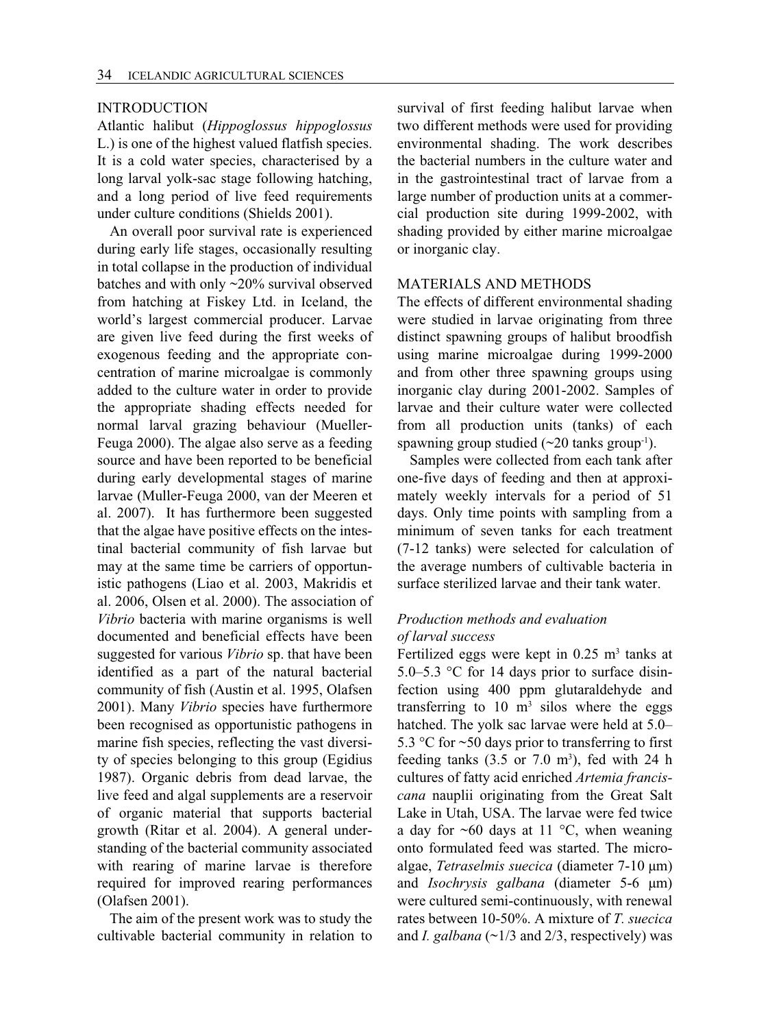## INTRODUCTION

Atlantic halibut (*Hippoglossus hippoglossus* L.) is one of the highest valued flatfish species. It is a cold water species, characterised by a long larval yolk-sac stage following hatching, and a long period of live feed requirements under culture conditions (Shields 2001).

An overall poor survival rate is experienced during early life stages, occasionally resulting in total collapse in the production of individual batches and with only ~20% survival observed from hatching at Fiskey Ltd. in Iceland, the world's largest commercial producer. Larvae are given live feed during the first weeks of exogenous feeding and the appropriate concentration of marine microalgae is commonly added to the culture water in order to provide the appropriate shading effects needed for normal larval grazing behaviour (Mueller-Feuga 2000). The algae also serve as a feeding source and have been reported to be beneficial during early developmental stages of marine larvae (Muller-Feuga 2000, van der Meeren et al. 2007). It has furthermore been suggested that the algae have positive effects on the intestinal bacterial community of fish larvae but may at the same time be carriers of opportunistic pathogens (Liao et al. 2003, Makridis et al. 2006, Olsen et al. 2000). The association of *Vibrio* bacteria with marine organisms is well documented and beneficial effects have been suggested for various *Vibrio* sp. that have been identified as a part of the natural bacterial community of fish (Austin et al. 1995, Olafsen 2001). Many *Vibrio* species have furthermore been recognised as opportunistic pathogens in marine fish species, reflecting the vast diversity of species belonging to this group (Egidius 1987). Organic debris from dead larvae, the live feed and algal supplements are a reservoir of organic material that supports bacterial growth (Ritar et al. 2004). A general understanding of the bacterial community associated with rearing of marine larvae is therefore required for improved rearing performances (Olafsen 2001).

The aim of the present work was to study the cultivable bacterial community in relation to survival of first feeding halibut larvae when two different methods were used for providing environmental shading. The work describes the bacterial numbers in the culture water and in the gastrointestinal tract of larvae from a large number of production units at a commercial production site during 1999-2002, with shading provided by either marine microalgae or inorganic clay.

## MATERIALS AND METHODS

The effects of different environmental shading were studied in larvae originating from three distinct spawning groups of halibut broodfish using marine microalgae during 1999-2000 and from other three spawning groups using inorganic clay during 2001-2002. Samples of larvae and their culture water were collected from all production units (tanks) of each spawning group studied (~20 tanks group$^{-1}$).

Samples were collected from each tank after one-five days of feeding and then at approximately weekly intervals for a period of 51 days. Only time points with sampling from a minimum of seven tanks for each treatment (7-12 tanks) were selected for calculation of the average numbers of cultivable bacteria in surface sterilized larvae and their tank water.

### *Production methods and evaluation of larval success*

Fertilized eggs were kept in 0.25 $m^3$ tanks at 5.0–5.3 °C for 14 days prior to surface disinfection using 400 ppm glutaraldehyde and transferring to 10 $m^3$ silos where the eggs hatched. The yolk sac larvae were held at 5.0–5.3 °C for ~50 days prior to transferring to first feeding tanks (3.5 or 7.0 $m^3$), fed with 24 h cultures of fatty acid enriched *Artemia franciscana* nauplii originating from the Great Salt Lake in Utah, USA. The larvae were fed twice a day for ~60 days at 11 °C, when weaning onto formulated feed was started. The microalgae, *Tetraselmis suecica* (diameter 7-10 μm) and *Isochrysis galbana* (diameter 5-6 μm) were cultured semi-continuously, with renewal rates between 10-50%. A mixture of *T. suecica* and *I. galbana* (~1/3 and 2/3, respectively) was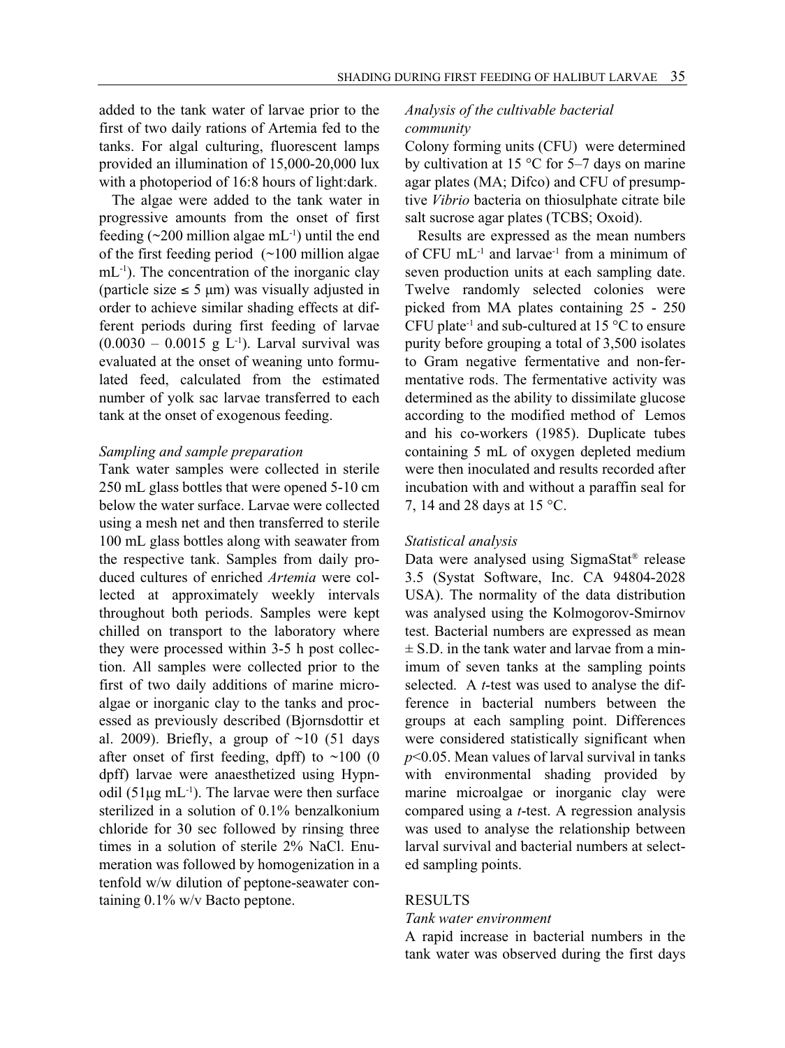added to the tank water of larvae prior to the first of two daily rations of Artemia fed to the tanks. For algal culturing, fluorescent lamps provided an illumination of 15,000-20,000 lux with a photoperiod of 16:8 hours of light:dark.

The algae were added to the tank water in progressive amounts from the onset of first feeding (~200 million algae mL$^{-1}$) until the end of the first feeding period (~100 million algae mL$^{-1}$). The concentration of the inorganic clay (particle size ≤ 5 μm) was visually adjusted in order to achieve similar shading effects at different periods during first feeding of larvae (0.0030 – 0.0015 g L$^{-1}$). Larval survival was evaluated at the onset of weaning unto formulated feed, calculated from the estimated number of yolk sac larvae transferred to each tank at the onset of exogenous feeding.

### *Sampling and sample preparation*

Tank water samples were collected in sterile 250 mL glass bottles that were opened 5-10 cm below the water surface. Larvae were collected using a mesh net and then transferred to sterile 100 mL glass bottles along with seawater from the respective tank. Samples from daily produced cultures of enriched *Artemia* were collected at approximately weekly intervals throughout both periods. Samples were kept chilled on transport to the laboratory where they were processed within 3-5 h post collection. All samples were collected prior to the first of two daily additions of marine microalgae or inorganic clay to the tanks and processed as previously described (Bjornsdottir et al. 2009). Briefly, a group of ~10 (51 days after onset of first feeding, dpff) to ~100 (0 dpff) larvae were anaesthetized using Hypnodil (51μg mL$^{-1}$). The larvae were then surface sterilized in a solution of 0.1% benzalkonium chloride for 30 sec followed by rinsing three times in a solution of sterile 2% NaCl. Enumeration was followed by homogenization in a tenfold w/w dilution of peptone-seawater containing 0.1% w/v Bacto peptone.

### *Analysis of the cultivable bacterial community*

Colony forming units (CFU) were determined by cultivation at 15 °C for 5–7 days on marine agar plates (MA; Difco) and CFU of presumptive *Vibrio* bacteria on thiosulphate citrate bile salt sucrose agar plates (TCBS; Oxoid).

Results are expressed as the mean numbers of CFU mL$^{-1}$ and larvae$^{-1}$ from a minimum of seven production units at each sampling date. Twelve randomly selected colonies were picked from MA plates containing 25 - 250 CFU plate$^{-1}$ and sub-cultured at 15 °C to ensure purity before grouping a total of 3,500 isolates to Gram negative fermentative and non-fermentative rods. The fermentative activity was determined as the ability to dissimilate glucose according to the modified method of Lemos and his co-workers (1985). Duplicate tubes containing 5 mL of oxygen depleted medium were then inoculated and results recorded after incubation with and without a paraffin seal for 7, 14 and 28 days at 15 °C.

### *Statistical analysis*

Data were analysed using SigmaStat® release 3.5 (Systat Software, Inc. CA 94804-2028 USA). The normality of the data distribution was analysed using the Kolmogorov-Smirnov test. Bacterial numbers are expressed as mean ± S.D. in the tank water and larvae from a minimum of seven tanks at the sampling points selected. A *t*-test was used to analyse the difference in bacterial numbers between the groups at each sampling point. Differences were considered statistically significant when $p<0.05$. Mean values of larval survival in tanks with environmental shading provided by marine microalgae or inorganic clay were compared using a *t*-test. A regression analysis was used to analyse the relationship between larval survival and bacterial numbers at selected sampling points.

## RESULTS

### *Tank water environment*

A rapid increase in bacterial numbers in the tank water was observed during the first days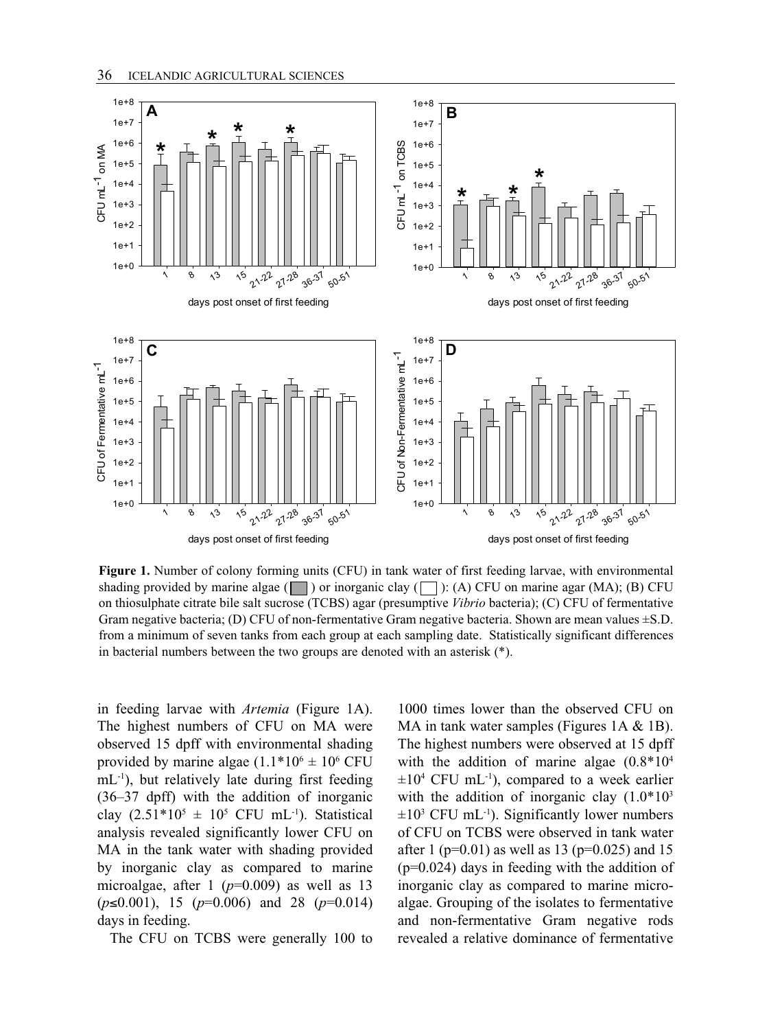**Figure 1.** Number of colony forming units (CFU) in tank water of first feeding larvae, with environmental shading provided by marine algae ( ) or inorganic clay ( ): (A) CFU on marine agar (MA); (B) CFU on thiosulphate citrate bile salt sucrose (TCBS) agar (presumptive *Vibrio* bacteria); (C) CFU of fermentative Gram negative bacteria; (D) CFU of non-fermentative Gram negative bacteria. Shown are mean values ±S.D. from a minimum of seven tanks from each group at each sampling date. Statistically significant differences in bacterial numbers between the two groups are denoted with an asterisk (*).

in feeding larvae with *Artemia* (Figure 1A). The highest numbers of CFU on MA were observed 15 dpff with environmental shading provided by marine algae ($1.1*10^6 \pm 10^6$ CFU $mL^{-1}$), but relatively late during first feeding (36–37 dpff) with the addition of inorganic clay ($2.51*10^5 \pm 10^5$ CFU $mL^{-1}$). Statistical analysis revealed significantly lower CFU on MA in the tank water with shading provided by inorganic clay as compared to marine microalgae, after 1 ($p$=0.009) as well as 13 ($p \leq 0.001$), 15 ($p$=0.006) and 28 ($p$=0.014) days in feeding.

The CFU on TCBS were generally 100 to 1000 times lower than the observed CFU on MA in tank water samples (Figures 1A & 1B). The highest numbers were observed at 15 dpff with the addition of marine algae ($0.8*10^4 \pm 10^4$ CFU $mL^{-1}$), compared to a week earlier with the addition of inorganic clay ($1.0*10^3 \pm 10^3$ CFU $mL^{-1}$). Significantly lower numbers of CFU on TCBS were observed in tank water after 1 (p=0.01) as well as 13 (p=0.025) and 15 (p=0.024) days in feeding with the addition of inorganic clay as compared to marine microalgae. Grouping of the isolates to fermentative and non-fermentative Gram negative rods revealed a relative dominance of fermentative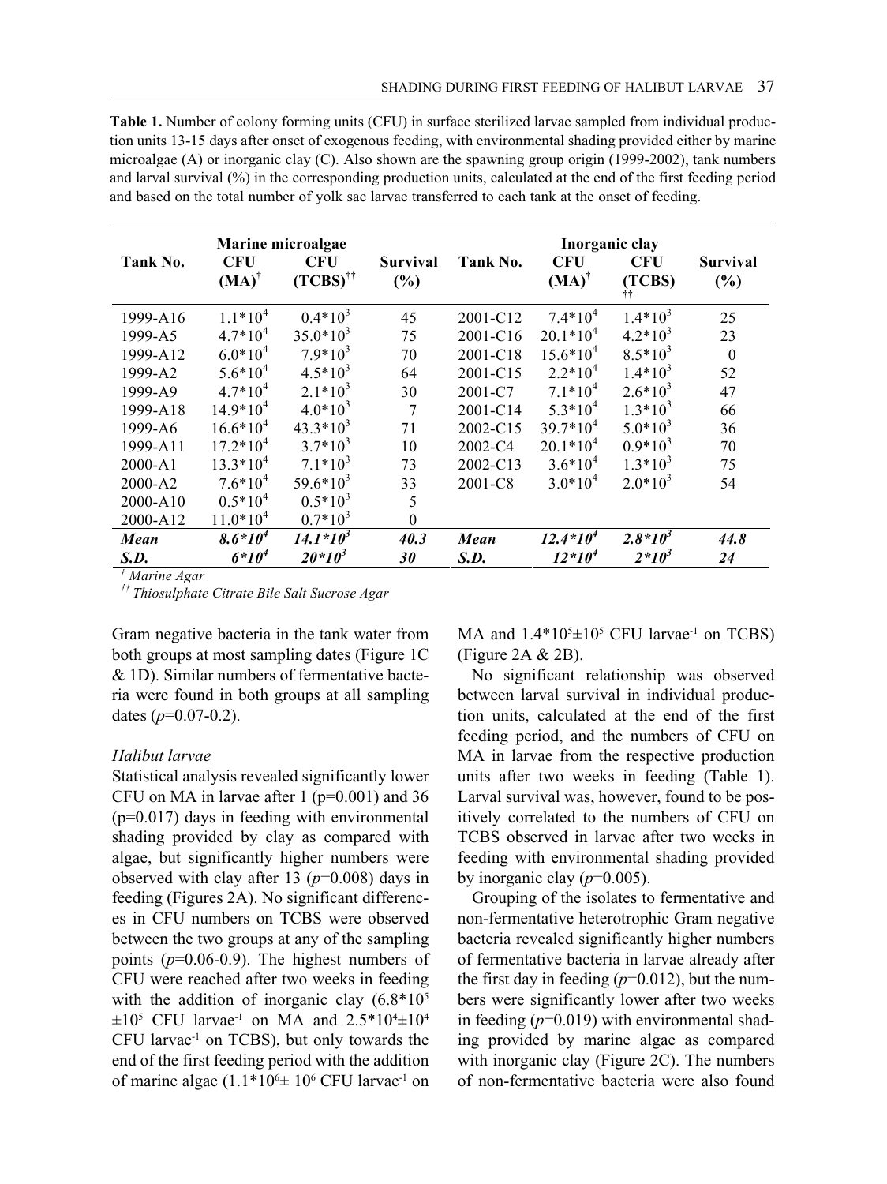**Table 1.** Number of colony forming units (CFU) in surface sterilized larvae sampled from individual production units 13-15 days after onset of exogenous feeding, with environmental shading provided either by marine microalgae (A) or inorganic clay (C). Also shown are the spawning group origin (1999-2002), tank numbers and larval survival (%) in the corresponding production units, calculated at the end of the first feeding period and based on the total number of yolk sac larvae transferred to each tank at the onset of feeding.

| | Marine microalgae | | | | Inorganic clay | | |
|---|---|---|---|---|---|---|---|
| **Tank No.** | **CFU (MA)[†]** | **CFU (TCBS)[††]** | **Survival (%)** | **Tank No.** | **CFU (MA)[†]** | **CFU (TCBS)[††]** | **Survival (%)** |
| 1999-A16 | $1.1*10^4$ | $0.4*10^3$ | 45 | 2001-C12 | $7.4*10^4$ | $1.4*10^3$ | 25 |
| 1999-A5 | $4.7*10^4$ | $35.0*10^3$ | 75 | 2001-C16 | $20.1*10^4$ | $4.2*10^3$ | 23 |
| 1999-A12 | $6.0*10^4$ | $7.9*10^3$ | 70 | 2001-C18 | $15.6*10^4$ | $8.5*10^3$ | 0 |
| 1999-A2 | $5.6*10^4$ | $4.5*10^3$ | 64 | 2001-C15 | $2.2*10^4$ | $1.4*10^3$ | 52 |
| 1999-A9 | $4.7*10^4$ | $2.1*10^3$ | 30 | 2001-C7 | $7.1*10^4$ | $2.6*10^3$ | 47 |
| 1999-A18 | $14.9*10^4$ | $4.0*10^3$ | 7 | 2001-C14 | $5.3*10^4$ | $1.3*10^3$ | 66 |
| 1999-A6 | $16.6*10^4$ | $43.3*10^3$ | 71 | 2002-C15 | $39.7*10^4$ | $5.0*10^3$ | 36 |
| 1999-A11 | $17.2*10^4$ | $3.7*10^3$ | 10 | 2002-C4 | $20.1*10^4$ | $0.9*10^3$ | 70 |
| 2000-A1 | $13.3*10^4$ | $7.1*10^3$ | 73 | 2002-C13 | $3.6*10^4$ | $1.3*10^3$ | 75 |
| 2000-A2 | $7.6*10^4$ | $59.6*10^3$ | 33 | 2001-C8 | $3.0*10^4$ | $2.0*10^3$ | 54 |
| 2000-A10 | $0.5*10^4$ | $0.5*10^3$ | 5 | | | | |
| 2000-A12 | $11.0*10^4$ | $0.7*10^3$ | 0 | | | | |
| ***Mean*** | ***$8.6*10^4$*** | ***$14.1*10^3$*** | ***40.3*** | ***Mean*** | ***$12.4*10^4$*** | ***$2.8*10^3$*** | ***44.8*** |
| ***S.D.*** | ***$6*10^4$*** | ***$20*10^3$*** | ***30*** | ***S.D.*** | ***$12*10^4$*** | ***$2*10^3$*** | ***24*** |

*[†] Marine Agar*
*[††] Thiosulphate Citrate Bile Salt Sucrose Agar*

Gram negative bacteria in the tank water from both groups at most sampling dates (Figure 1C & 1D). Similar numbers of fermentative bacteria were found in both groups at all sampling dates ($p$=0.07-0.2).

### *Halibut larvae*

Statistical analysis revealed significantly lower CFU on MA in larvae after 1 (p=0.001) and 36 (p=0.017) days in feeding with environmental shading provided by clay as compared with algae, but significantly higher numbers were observed with clay after 13 ($p$=0.008) days in feeding (Figures 2A). No significant differences in CFU numbers on TCBS were observed between the two groups at any of the sampling points ($p$=0.06-0.9). The highest numbers of CFU were reached after two weeks in feeding with the addition of inorganic clay ($6.8*10^5 \pm 10^5$ CFU larvae$^{-1}$ on MA and $2.5*10^4 \pm 10^4$ CFU larvae$^{-1}$ on TCBS), but only towards the end of the first feeding period with the addition of marine algae ($1.1*10^6 \pm 10^6$ CFU larvae$^{-1}$ on MA and $1.4*10^5 \pm 10^5$ CFU larvae$^{-1}$ on TCBS) (Figure 2A & 2B).

No significant relationship was observed between larval survival in individual production units, calculated at the end of the first feeding period, and the numbers of CFU on MA in larvae from the respective production units after two weeks in feeding (Table 1). Larval survival was, however, found to be positively correlated to the numbers of CFU on TCBS observed in larvae after two weeks in feeding with environmental shading provided by inorganic clay ($p$=0.005).

Grouping of the isolates to fermentative and non-fermentative heterotrophic Gram negative bacteria revealed significantly higher numbers of fermentative bacteria in larvae already after the first day in feeding ($p$=0.012), but the numbers were significantly lower after two weeks in feeding ($p$=0.019) with environmental shading provided by marine algae as compared with inorganic clay (Figure 2C). The numbers of non-fermentative bacteria were also found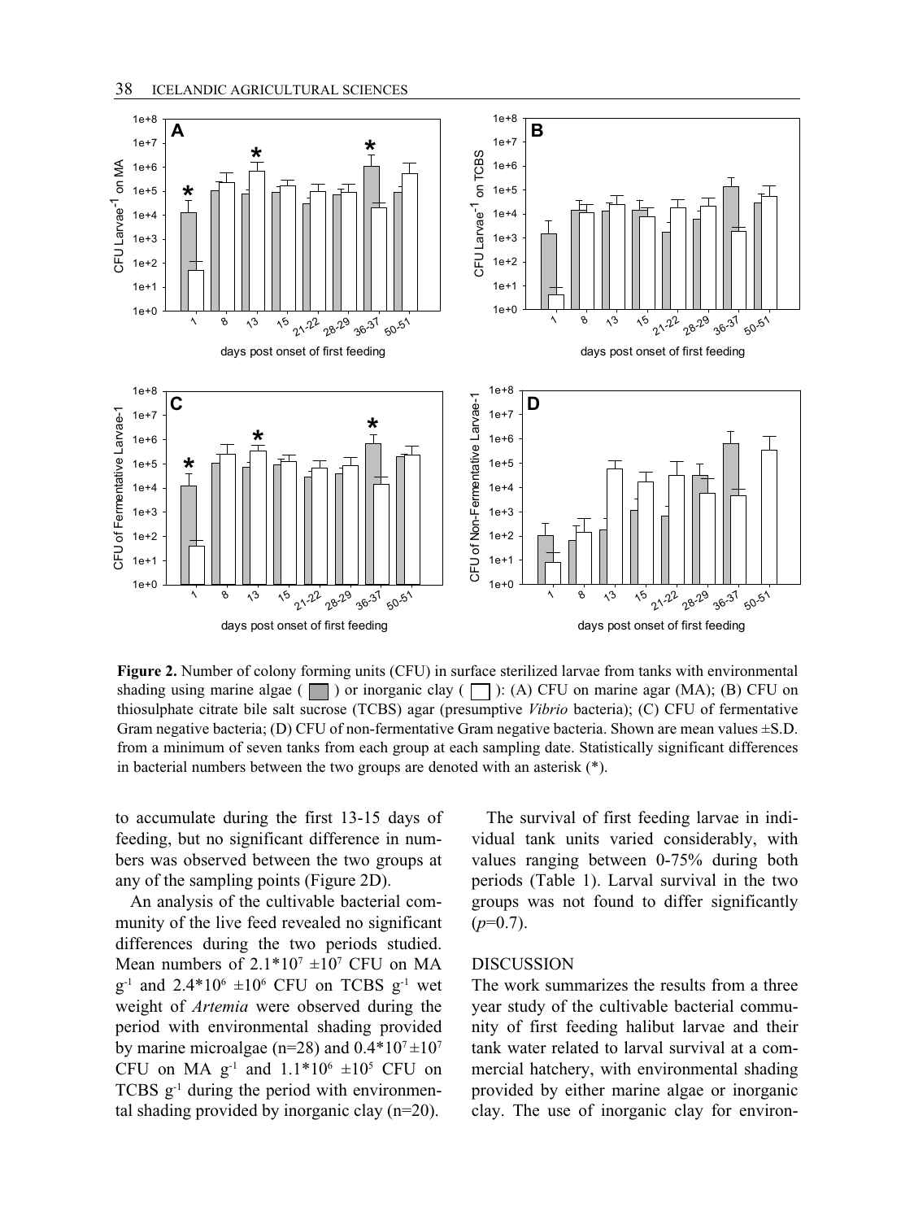**Figure 2.** Number of colony forming units (CFU) in surface sterilized larvae from tanks with environmental shading using marine algae ( ▇ ) or inorganic clay ( ☐ ): (A) CFU on marine agar (MA); (B) CFU on thiosulphate citrate bile salt sucrose (TCBS) agar (presumptive *Vibrio* bacteria); (C) CFU of fermentative Gram negative bacteria; (D) CFU of non-fermentative Gram negative bacteria. Shown are mean values ±S.D. from a minimum of seven tanks from each group at each sampling date. Statistically significant differences in bacterial numbers between the two groups are denoted with an asterisk (*).

to accumulate during the first 13-15 days of feeding, but no significant difference in numbers was observed between the two groups at any of the sampling points (Figure 2D).

An analysis of the cultivable bacterial community of the live feed revealed no significant differences during the two periods studied. Mean numbers of $2.1*10^7 \pm 10^7$ CFU on MA $g^{-1}$ and $2.4*10^6 \pm 10^6$ CFU on TCBS $g^{-1}$ wet weight of *Artemia* were observed during the period with environmental shading provided by marine microalgae (n=28) and $0.4*10^7 \pm 10^7$ CFU on MA $g^{-1}$ and $1.1*10^6 \pm 10^5$ CFU on TCBS $g^{-1}$ during the period with environmental shading provided by inorganic clay (n=20).

The survival of first feeding larvae in individual tank units varied considerably, with values ranging between 0-75% during both periods (Table 1). Larval survival in the two groups was not found to differ significantly ($p$=0.7).

## DISCUSSION

The work summarizes the results from a three year study of the cultivable bacterial community of first feeding halibut larvae and their tank water related to larval survival at a commercial hatchery, with environmental shading provided by either marine algae or inorganic clay. The use of inorganic clay for environ-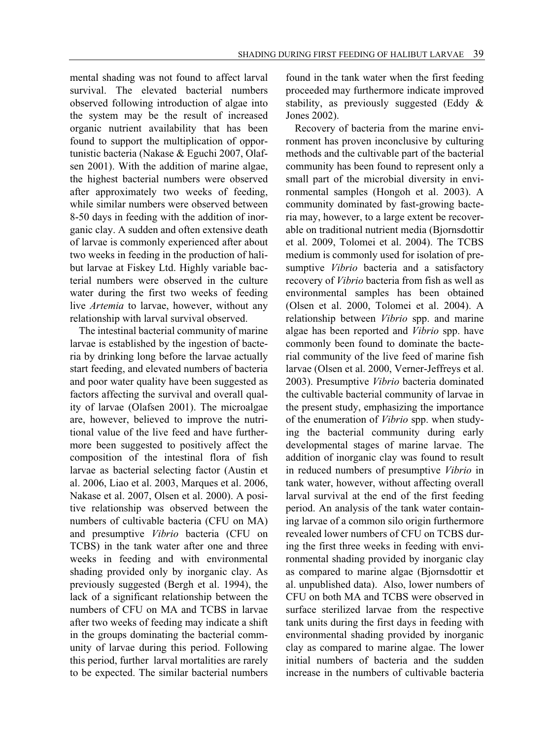mental shading was not found to affect larval survival. The elevated bacterial numbers observed following introduction of algae into the system may be the result of increased organic nutrient availability that has been found to support the multiplication of opportunistic bacteria (Nakase & Eguchi 2007, Olafsen 2001). With the addition of marine algae, the highest bacterial numbers were observed after approximately two weeks of feeding, while similar numbers were observed between 8-50 days in feeding with the addition of inorganic clay. A sudden and often extensive death of larvae is commonly experienced after about two weeks in feeding in the production of halibut larvae at Fiskey Ltd. Highly variable bacterial numbers were observed in the culture water during the first two weeks of feeding live *Artemia* to larvae, however, without any relationship with larval survival observed.

The intestinal bacterial community of marine larvae is established by the ingestion of bacteria by drinking long before the larvae actually start feeding, and elevated numbers of bacteria and poor water quality have been suggested as factors affecting the survival and overall quality of larvae (Olafsen 2001). The microalgae are, however, believed to improve the nutritional value of the live feed and have furthermore been suggested to positively affect the composition of the intestinal flora of fish larvae as bacterial selecting factor (Austin et al. 2006, Liao et al. 2003, Marques et al. 2006, Nakase et al. 2007, Olsen et al. 2000). A positive relationship was observed between the numbers of cultivable bacteria (CFU on MA) and presumptive *Vibrio* bacteria (CFU on TCBS) in the tank water after one and three weeks in feeding and with environmental shading provided only by inorganic clay. As previously suggested (Bergh et al. 1994), the lack of a significant relationship between the numbers of CFU on MA and TCBS in larvae after two weeks of feeding may indicate a shift in the groups dominating the bacterial community of larvae during this period. Following this period, further larval mortalities are rarely to be expected. The similar bacterial numbers found in the tank water when the first feeding proceeded may furthermore indicate improved stability, as previously suggested (Eddy & Jones 2002).

Recovery of bacteria from the marine environment has proven inconclusive by culturing methods and the cultivable part of the bacterial community has been found to represent only a small part of the microbial diversity in environmental samples (Hongoh et al. 2003). A community dominated by fast-growing bacteria may, however, to a large extent be recoverable on traditional nutrient media (Bjornsdottir et al. 2009, Tolomei et al. 2004). The TCBS medium is commonly used for isolation of presumptive *Vibrio* bacteria and a satisfactory recovery of *Vibrio* bacteria from fish as well as environmental samples has been obtained (Olsen et al. 2000, Tolomei et al. 2004). A relationship between *Vibrio* spp. and marine algae has been reported and *Vibrio* spp. have commonly been found to dominate the bacterial community of the live feed of marine fish larvae (Olsen et al. 2000, Verner-Jeffreys et al. 2003). Presumptive *Vibrio* bacteria dominated the cultivable bacterial community of larvae in the present study, emphasizing the importance of the enumeration of *Vibrio* spp. when studying the bacterial community during early developmental stages of marine larvae. The addition of inorganic clay was found to result in reduced numbers of presumptive *Vibrio* in tank water, however, without affecting overall larval survival at the end of the first feeding period. An analysis of the tank water containing larvae of a common silo origin furthermore revealed lower numbers of CFU on TCBS during the first three weeks in feeding with environmental shading provided by inorganic clay as compared to marine algae (Bjornsdottir et al. unpublished data). Also, lower numbers of CFU on both MA and TCBS were observed in surface sterilized larvae from the respective tank units during the first days in feeding with environmental shading provided by inorganic clay as compared to marine algae. The lower initial numbers of bacteria and the sudden increase in the numbers of cultivable bacteria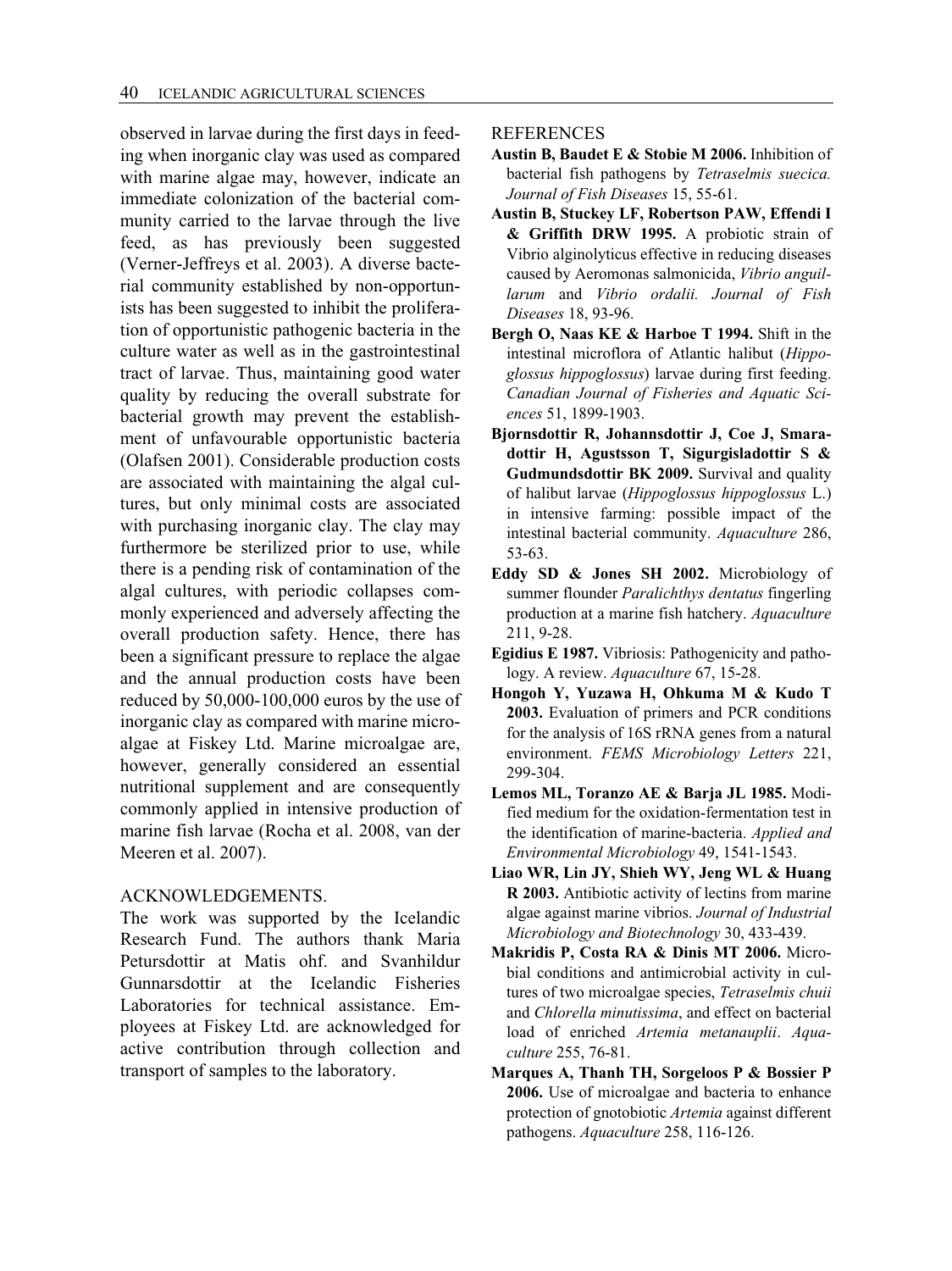observed in larvae during the first days in feeding when inorganic clay was used as compared with marine algae may, however, indicate an immediate colonization of the bacterial community carried to the larvae through the live feed, as has previously been suggested (Verner-Jeffreys et al. 2003). A diverse bacterial community established by non-opportunists has been suggested to inhibit the proliferation of opportunistic pathogenic bacteria in the culture water as well as in the gastrointestinal tract of larvae. Thus, maintaining good water quality by reducing the overall substrate for bacterial growth may prevent the establishment of unfavourable opportunistic bacteria (Olafsen 2001). Considerable production costs are associated with maintaining the algal cultures, but only minimal costs are associated with purchasing inorganic clay. The clay may furthermore be sterilized prior to use, while there is a pending risk of contamination of the algal cultures, with periodic collapses commonly experienced and adversely affecting the overall production safety. Hence, there has been a significant pressure to replace the algae and the annual production costs have been reduced by 50,000-100,000 euros by the use of inorganic clay as compared with marine microalgae at Fiskey Ltd. Marine microalgae are, however, generally considered an essential nutritional supplement and are consequently commonly applied in intensive production of marine fish larvae (Rocha et al. 2008, van der Meeren et al. 2007).

## ACKNOWLEDGEMENTS.

The work was supported by the Icelandic Research Fund. The authors thank Maria Petursdottir at Matis ohf. and Svanhildur Gunnarsdottir at the Icelandic Fisheries Laboratories for technical assistance. Employees at Fiskey Ltd. are acknowledged for active contribution through collection and transport of samples to the laboratory.

## REFERENCES

**Austin B, Baudet E & Stobie M 2006.** Inhibition of bacterial fish pathogens by *Tetraselmis suecica. Journal of Fish Diseases* 15, 55-61.

**Austin B, Stuckey LF, Robertson PAW, Effendi I & Griffith DRW 1995.** A probiotic strain of Vibrio alginolyticus effective in reducing diseases caused by Aeromonas salmonicida, *Vibrio anguillarum* and *Vibrio ordalii. Journal of Fish Diseases* 18, 93-96.

**Bergh O, Naas KE & Harboe T 1994.** Shift in the intestinal microflora of Atlantic halibut (*Hippoglossus hippoglossus*) larvae during first feeding. *Canadian Journal of Fisheries and Aquatic Sciences* 51, 1899-1903.

**Bjornsdottir R, Johannsdottir J, Coe J, Smaradottir H, Agustsson T, Sigurgisladottir S & Gudmundsdottir BK 2009.** Survival and quality of halibut larvae (*Hippoglossus hippoglossus* L.) in intensive farming: possible impact of the intestinal bacterial community. *Aquaculture* 286, 53-63.

**Eddy SD & Jones SH 2002.** Microbiology of summer flounder *Paralichthys dentatus* fingerling production at a marine fish hatchery. *Aquaculture* 211, 9-28.

**Egidius E 1987.** Vibriosis: Pathogenicity and pathology. A review. *Aquaculture* 67, 15-28.

**Hongoh Y, Yuzawa H, Ohkuma M & Kudo T 2003.** Evaluation of primers and PCR conditions for the analysis of 16S rRNA genes from a natural environment. *FEMS Microbiology Letters* 221, 299-304.

**Lemos ML, Toranzo AE & Barja JL 1985.** Modified medium for the oxidation-fermentation test in the identification of marine-bacteria. *Applied and Environmental Microbiology* 49, 1541-1543.

**Liao WR, Lin JY, Shieh WY, Jeng WL & Huang R 2003.** Antibiotic activity of lectins from marine algae against marine vibrios. *Journal of Industrial Microbiology and Biotechnology* 30, 433-439.

**Makridis P, Costa RA & Dinis MT 2006.** Microbial conditions and antimicrobial activity in cultures of two microalgae species, *Tetraselmis chuii* and *Chlorella minutissima*, and effect on bacterial load of enriched *Artemia metanauplii*. *Aquaculture* 255, 76-81.

**Marques A, Thanh TH, Sorgeloos P & Bossier P 2006.** Use of microalgae and bacteria to enhance protection of gnotobiotic *Artemia* against different pathogens. *Aquaculture* 258, 116-126.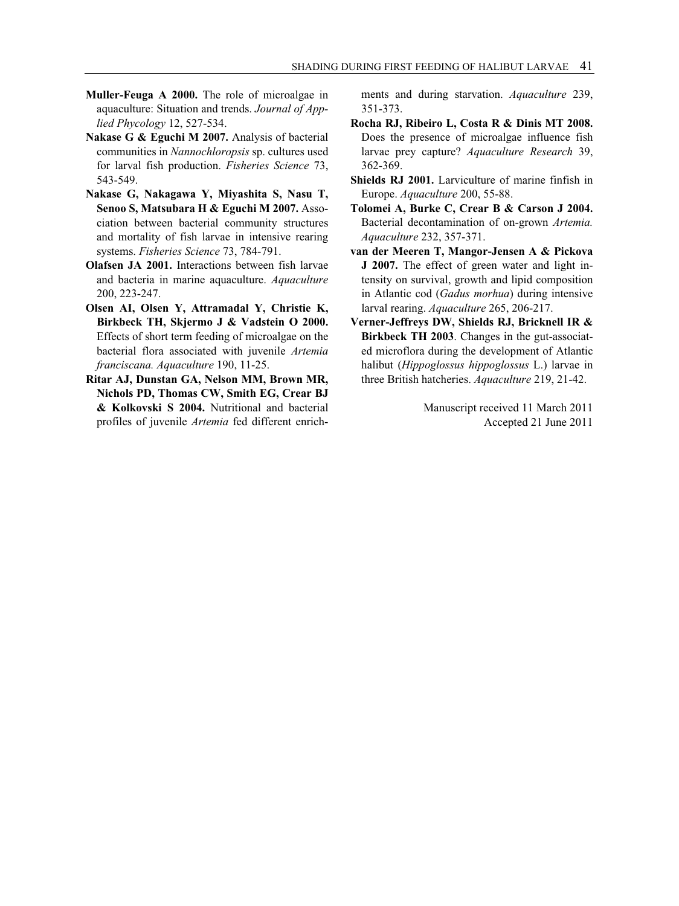**Muller-Feuga A 2000.** The role of microalgae in aquaculture: Situation and trends. *Journal of Applied Phycology* 12, 527-534.

**Nakase G & Eguchi M 2007.** Analysis of bacterial communities in *Nannochloropsis* sp. cultures used for larval fish production. *Fisheries Science* 73, 543-549.

**Nakase G, Nakagawa Y, Miyashita S, Nasu T, Senoo S, Matsubara H & Eguchi M 2007.** Association between bacterial community structures and mortality of fish larvae in intensive rearing systems. *Fisheries Science* 73, 784-791.

**Olafsen JA 2001.** Interactions between fish larvae and bacteria in marine aquaculture. *Aquaculture* 200, 223-247.

**Olsen AI, Olsen Y, Attramadal Y, Christie K, Birkbeck TH, Skjermo J & Vadstein O 2000.** Effects of short term feeding of microalgae on the bacterial flora associated with juvenile *Artemia franciscana. Aquaculture* 190, 11-25.

**Ritar AJ, Dunstan GA, Nelson MM, Brown MR, Nichols PD, Thomas CW, Smith EG, Crear BJ & Kolkovski S 2004.** Nutritional and bacterial profiles of juvenile *Artemia* fed different enrichments and during starvation. *Aquaculture* 239, 351-373.

**Rocha RJ, Ribeiro L, Costa R & Dinis MT 2008.** Does the presence of microalgae influence fish larvae prey capture? *Aquaculture Research* 39, 362-369.

**Shields RJ 2001.** Larviculture of marine finfish in Europe. *Aquaculture* 200, 55-88.

**Tolomei A, Burke C, Crear B & Carson J 2004.** Bacterial decontamination of on-grown *Artemia. Aquaculture* 232, 357-371.

**van der Meeren T, Mangor-Jensen A & Pickova J 2007.** The effect of green water and light intensity on survival, growth and lipid composition in Atlantic cod (*Gadus morhua*) during intensive larval rearing. *Aquaculture* 265, 206-217.

**Verner-Jeffreys DW, Shields RJ, Bricknell IR & Birkbeck TH 2003**. Changes in the gut-associated microflora during the development of Atlantic halibut (*Hippoglossus hippoglossus* L.) larvae in three British hatcheries. *Aquaculture* 219, 21-42.

Manuscript received 11 March 2011
Accepted 21 June 2011